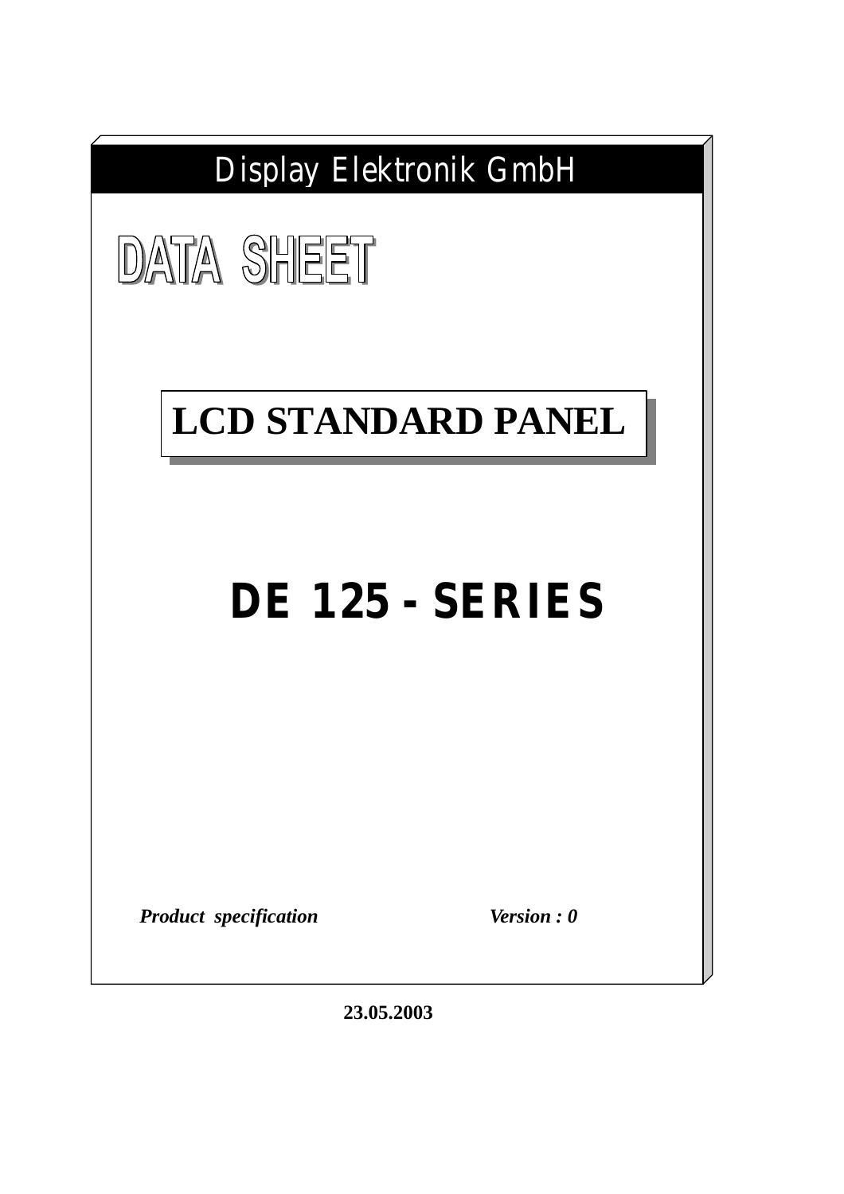Display Elektronik GmbH

# DATA SHEET

## LCD STANDARD PANEL

# DE 125 - SERIES

***Product specification*** ***Version : 0***

**23.05.2003**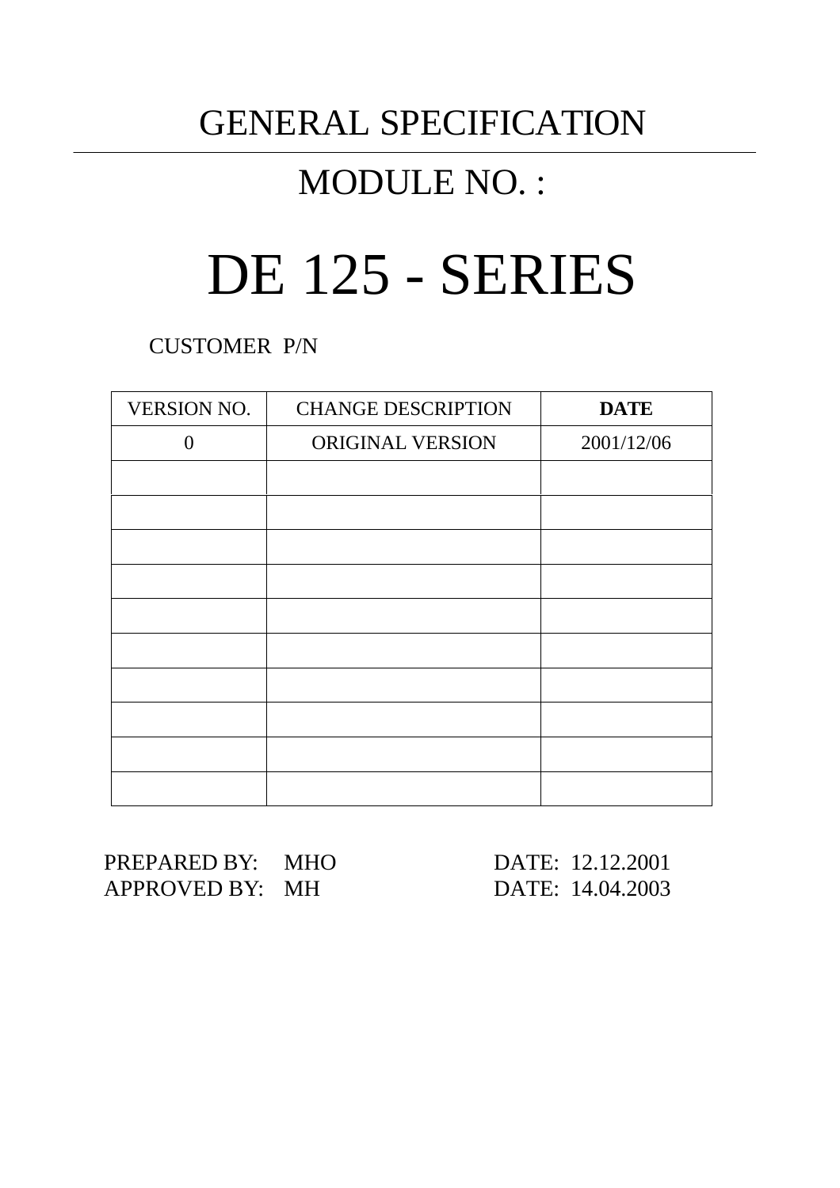# GENERAL SPECIFICATION

## MODULE NO. :

# DE 125 - SERIES

CUSTOMER P/N

| VERSION NO. | CHANGE DESCRIPTION | **DATE** |
|---|---|---|
| 0 | ORIGINAL VERSION | 2001/12/06 |
| | | |
| | | |
| | | |
| | | |
| | | |
| | | |
| | | |
| | | |
| | | |
| | | |

PREPARED BY: MHO DATE: 12.12.2001
APPROVED BY: MH DATE: 14.04.2003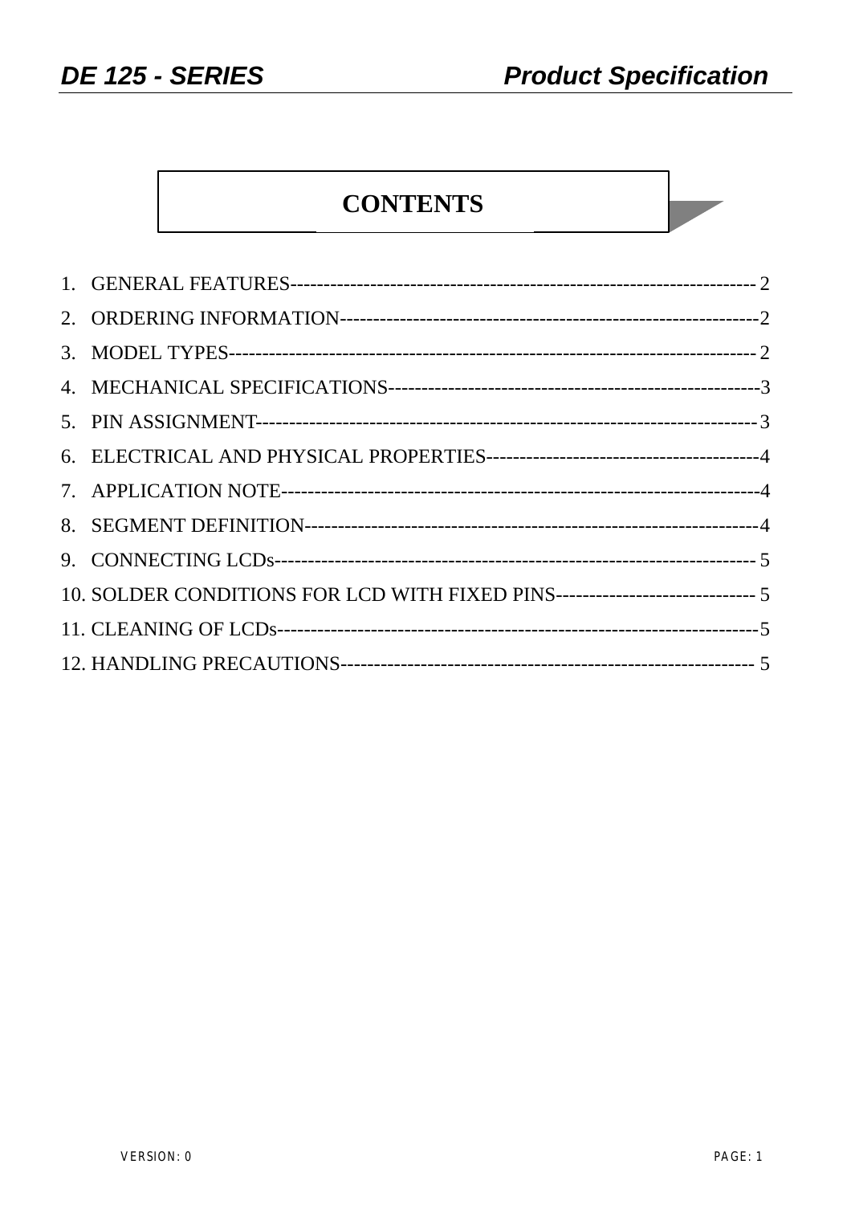# CONTENTS

1. GENERAL FEATURES---------------------------------------------------------------------- 2
2. ORDERING INFORMATION---------------------------------------------------------------2
3. MODEL TYPES---------------------------------------------------------------------------- 2
4. MECHANICAL SPECIFICATIONS----------------------------------------------------3
5. PIN ASSIGNMENT-------------------------------------------------------------------- 3
6. ELECTRICAL AND PHYSICAL PROPERTIES-----------------------------------------4
7. APPLICATION NOTE--------------------------------------------------------------------4
8. SEGMENT DEFINITION-----------------------------------------------------------------4
9. CONNECTING LCDs---------------------------------------------------------------------- 5
10. SOLDER CONDITIONS FOR LCD WITH FIXED PINS------------------------------ 5
11. CLEANING OF LCDs--------------------------------------------------------------------5
12. HANDLING PRECAUTIONS---------------------------------------------------------- 5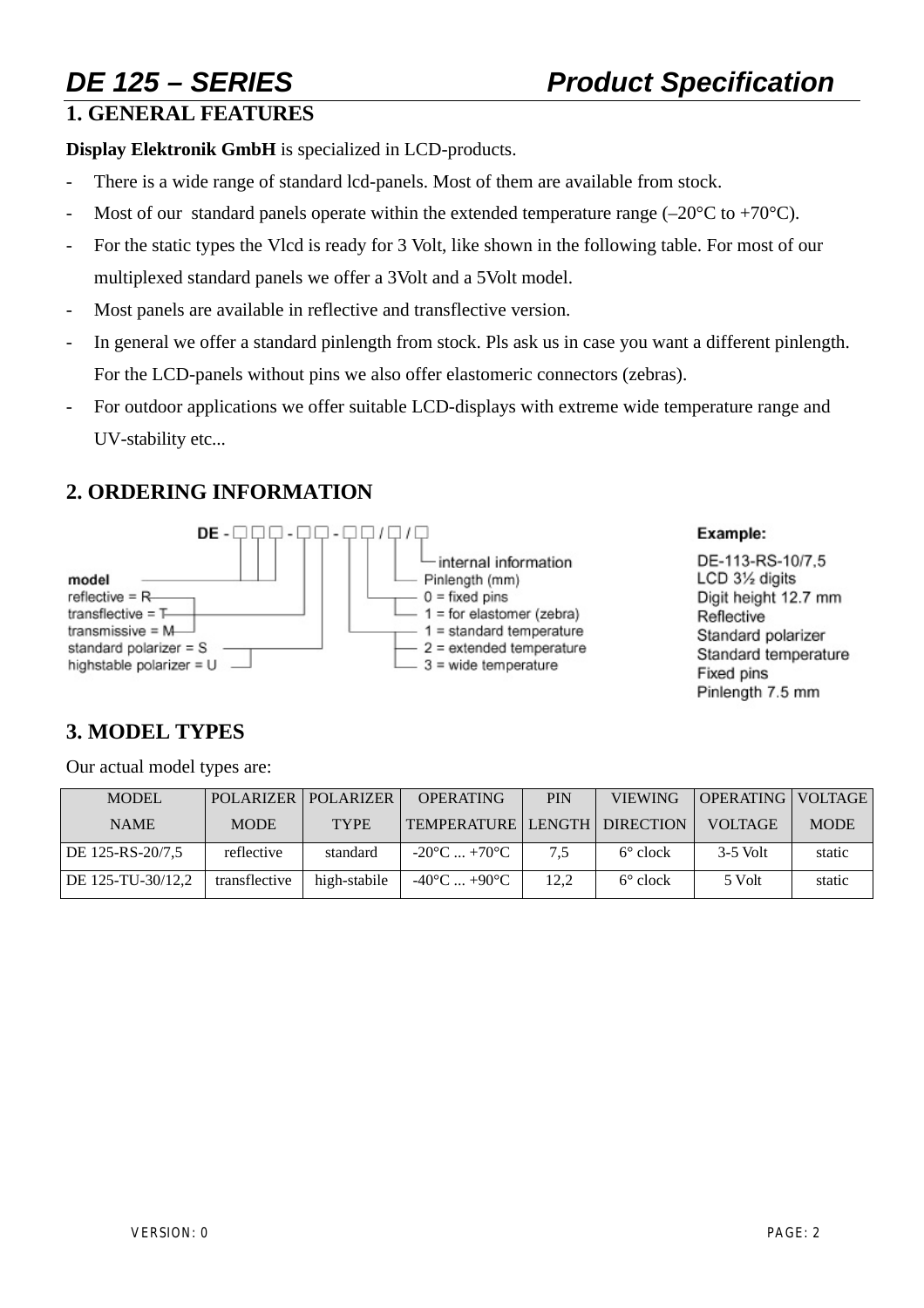# DE 125 – SERIES Product Specification

## 1. GENERAL FEATURES

**Display Elektronik GmbH** is specialized in LCD-products.

- There is a wide range of standard lcd-panels. Most of them are available from stock.
- Most of our standard panels operate within the extended temperature range (–20°C to +70°C).
- For the static types the Vlcd is ready for 3 Volt, like shown in the following table. For most of our multiplexed standard panels we offer a 3Volt and a 5Volt model.
- Most panels are available in reflective and transflective version.
- In general we offer a standard pinlength from stock. Pls ask us in case you want a different pinlength. For the LCD-panels without pins we also offer elastomeric connectors (zebras).
- For outdoor applications we offer suitable LCD-displays with extreme wide temperature range and UV-stability etc...

## 2. ORDERING INFORMATION

DE - □□□ - □□ - □□ / □ / □

- model
- reflective = R
- transflective = T
- transmissive = M
- standard polarizer = S
- highstable polarizer = U
- internal information
- Pinlength (mm)
- 0 = fixed pins
- 1 = for elastomer (zebra)
- 1 = standard temperature
- 2 = extended temperature
- 3 = wide temperature

**Example:**
DE-113-RS-10/7,5
LCD 3½ digits
Digit height 12.7 mm
Reflective
Standard polarizer
Standard temperature
Fixed pins
Pinlength 7.5 mm

## 3. MODEL TYPES

Our actual model types are:

| MODEL NAME | POLARIZER MODE | POLARIZER TYPE | OPERATING TEMPERATURE | PIN LENGTH | VIEWING DIRECTION | OPERATING VOLTAGE | VOLTAGE MODE |
|---|---|---|---|---|---|---|---|
| DE 125-RS-20/7,5 | reflective | standard | -20°C ... +70°C | 7,5 | 6° clock | 3-5 Volt | static |
| DE 125-TU-30/12,2 | transflective | high-stabile | -40°C ... +90°C | 12,2 | 6° clock | 5 Volt | static |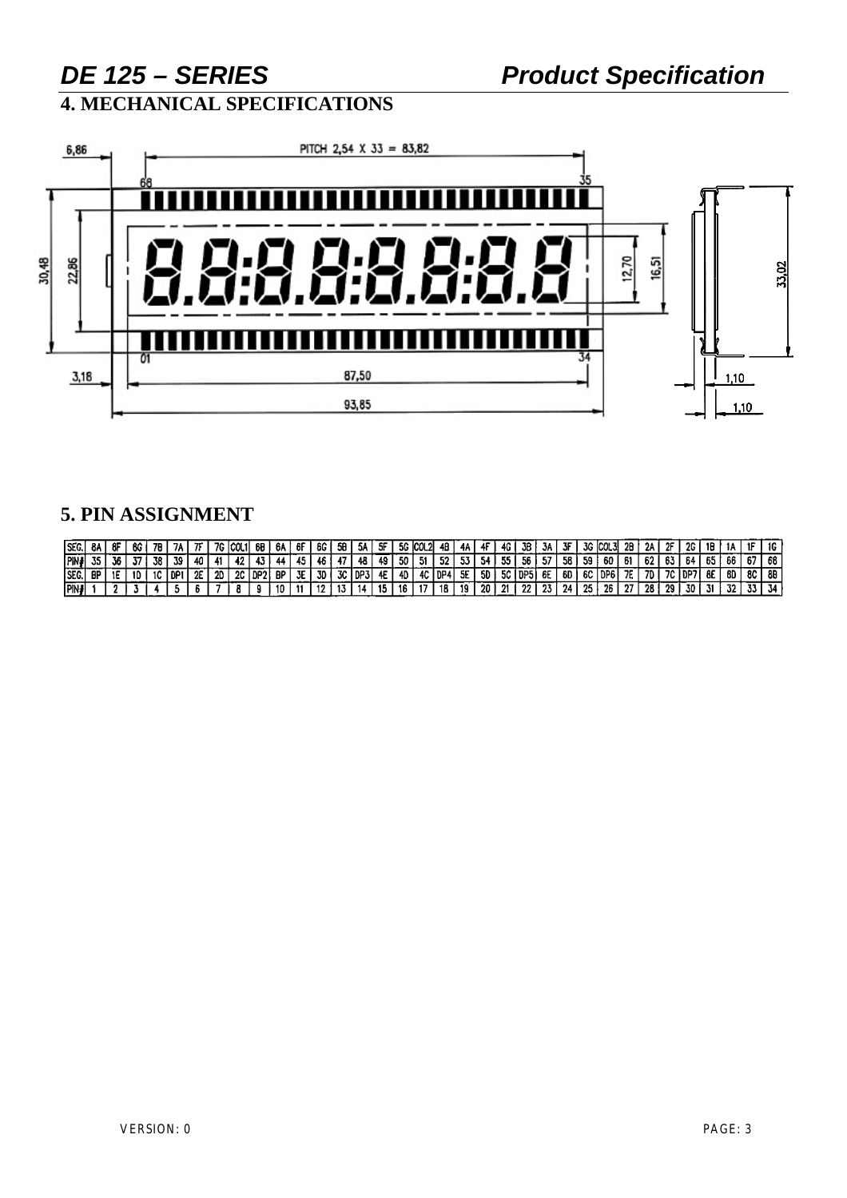## 4. MECHANICAL SPECIFICATIONS

## 5. PIN ASSIGNMENT

| SEG. | 8A | 8F | 8G | 7B | 7A | 7F | 7G | COL1 | 6B | 6A | 6F | 6G | 5B | 5A | 5F | 5G | COL2 | 4B | 4A | 4F | 4G | 3B | 3A | 3F | 3G | COL3 | 2B | 2A | 2F | 2G | 1B | 1A | 1F | 1G |
|---|---|---|---|---|---|---|---|---|---|---|---|---|---|---|---|---|---|---|---|---|---|---|---|---|---|---|---|---|---|---|---|---|---|---|
| PIN# | 35 | 36 | 37 | 38 | 39 | 40 | 41 | 42 | 43 | 44 | 45 | 46 | 47 | 48 | 49 | 50 | 51 | 52 | 53 | 54 | 55 | 56 | 57 | 58 | 59 | 60 | 61 | 62 | 63 | 64 | 65 | 66 | 67 | 68 |
| SEG. | BP | 1E | 1D | 1C | DP1 | 2E | 2D | 2C | DP2 | BP | 3E | 3D | 3C | DP3 | 4E | 4D | 4C | DP4 | 5E | 5D | 5C | DP5 | 6E | 6D | 6C | DP6 | 7E | 7D | 7C | DP7 | 8E | 8D | 8C | 8B |
| PIN# | 1 | 2 | 3 | 4 | 5 | 6 | 7 | 8 | 9 | 10 | 11 | 12 | 13 | 14 | 15 | 16 | 17 | 18 | 19 | 20 | 21 | 22 | 23 | 24 | 25 | 26 | 27 | 28 | 29 | 30 | 31 | 32 | 33 | 34 |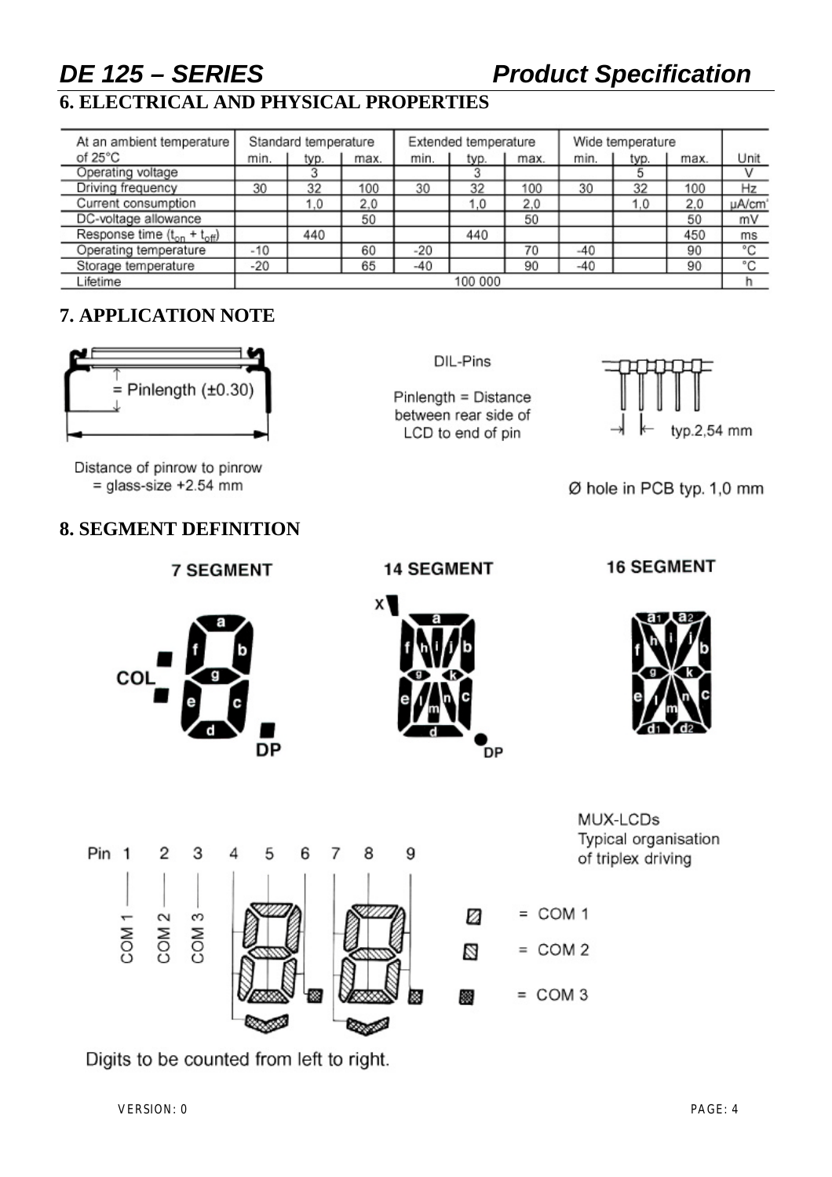## 6. ELECTRICAL AND PHYSICAL PROPERTIES

| At an ambient temperature of 25°C | Standard temperature | | | Extended temperature | | | Wide temperature | | | Unit |
|---|---|---|---|---|---|---|---|---|---|---|
| | min. | typ. | max. | min. | typ. | max. | min. | typ. | max. | |
| Operating voltage | | 3 | | | 3 | | | 5 | | V |
| Driving frequency | 30 | 32 | 100 | 30 | 32 | 100 | 30 | 32 | 100 | Hz |
| Current consumption | | 1,0 | 2,0 | | 1,0 | 2,0 | | 1,0 | 2,0 | µA/cm² |
| DC-voltage allowance | | | 50 | | | 50 | | | 50 | mV |
| Response time ($t_{on}$ + $t_{off}$) | | 440 | | | 440 | | | | 450 | ms |
| Operating temperature | -10 | | 60 | -20 | | 70 | -40 | | 90 | °C |
| Storage temperature | -20 | | 65 | -40 | | 90 | -40 | | 90 | °C |
| Lifetime | 100 000 | | | | | | | | | h |

## 7. APPLICATION NOTE

= Pinlength (±0.30)

Distance of pinrow to pinrow = glass-size +2.54 mm

DIL-Pins

Pinlength = Distance between rear side of LCD to end of pin

typ.2,54 mm

Ø hole in PCB typ. 1,0 mm

## 8. SEGMENT DEFINITION

**7 SEGMENT**

COL, a, b, c, d, e, f, g, DP

**14 SEGMENT**

x, a, b, c, d, e, f, g, h, i, j, k, l, m, n, DP

**16 SEGMENT**

a1, a2, b, c, d1, d2, e, f, g, h, i, j, k, l, m, n

Pin 1 2 3 4 5 6 7 8 9

COM 1, COM 2, COM 3

MUX-LCDs Typical organisation of triplex driving

= COM 1

= COM 2

= COM 3

Digits to be counted from left to right.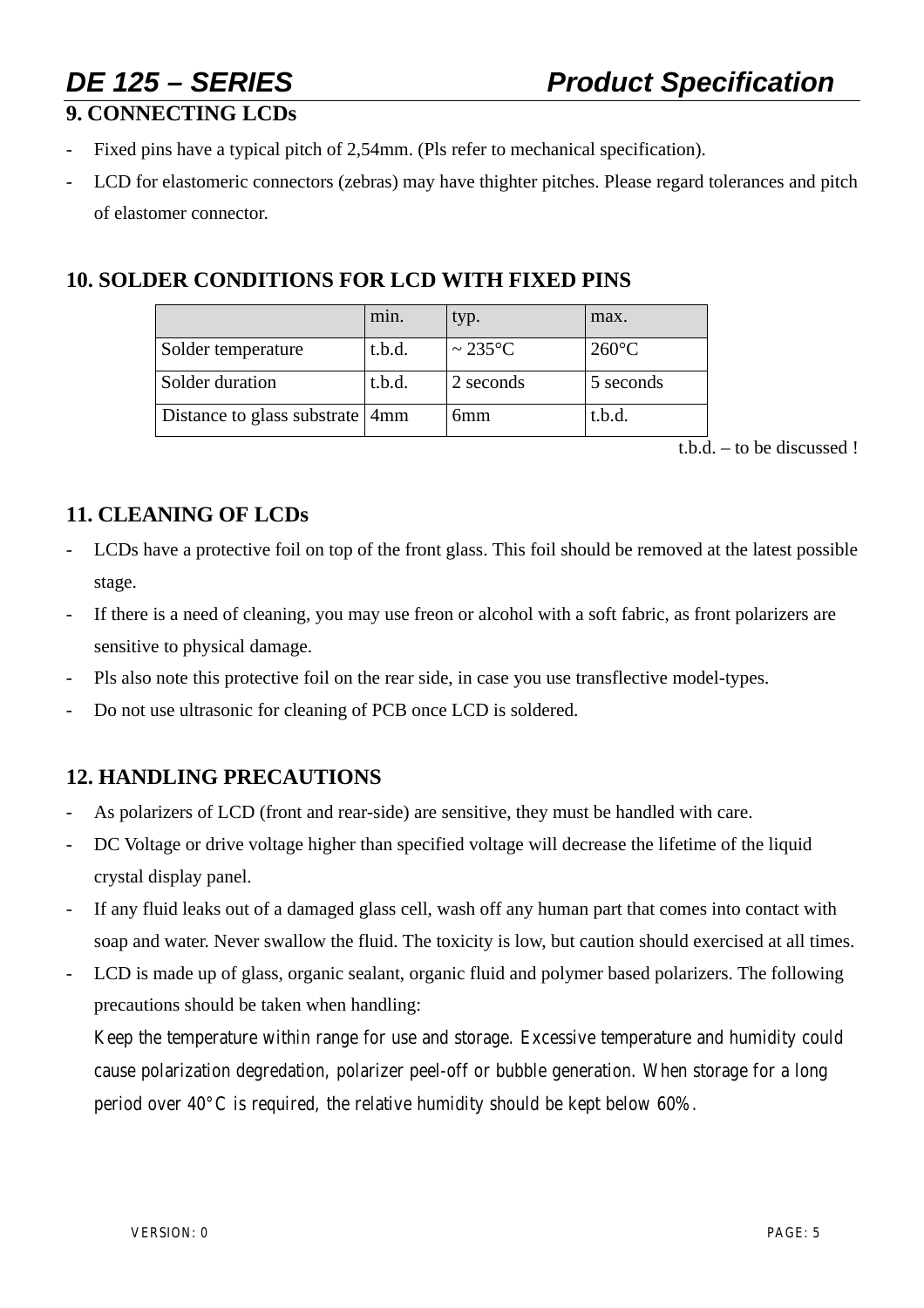## 9. CONNECTING LCDs

- Fixed pins have a typical pitch of 2,54mm. (Pls refer to mechanical specification).
- LCD for elastomeric connectors (zebras) may have thighter pitches. Please regard tolerances and pitch of elastomer connector.

## 10. SOLDER CONDITIONS FOR LCD WITH FIXED PINS

| | min. | typ. | max. |
|---|---|---|---|
| Solder temperature | t.b.d. | ~ 235°C | 260°C |
| Solder duration | t.b.d. | 2 seconds | 5 seconds |
| Distance to glass substrate | 4mm | 6mm | t.b.d. |

t.b.d. – to be discussed !

## 11. CLEANING OF LCDs

- LCDs have a protective foil on top of the front glass. This foil should be removed at the latest possible stage.
- If there is a need of cleaning, you may use freon or alcohol with a soft fabric, as front polarizers are sensitive to physical damage.
- Pls also note this protective foil on the rear side, in case you use transflective model-types.
- Do not use ultrasonic for cleaning of PCB once LCD is soldered.

## 12. HANDLING PRECAUTIONS

- As polarizers of LCD (front and rear-side) are sensitive, they must be handled with care.
- DC Voltage or drive voltage higher than specified voltage will decrease the lifetime of the liquid crystal display panel.
- If any fluid leaks out of a damaged glass cell, wash off any human part that comes into contact with soap and water. Never swallow the fluid. The toxicity is low, but caution should exercised at all times.
- LCD is made up of glass, organic sealant, organic fluid and polymer based polarizers. The following precautions should be taken when handling:

  Keep the temperature within range for use and storage. Excessive temperature and humidity could cause polarization degredation, polarizer peel-off or bubble generation. When storage for a long period over 40°C is required, the relative humidity should be kept below 60%.